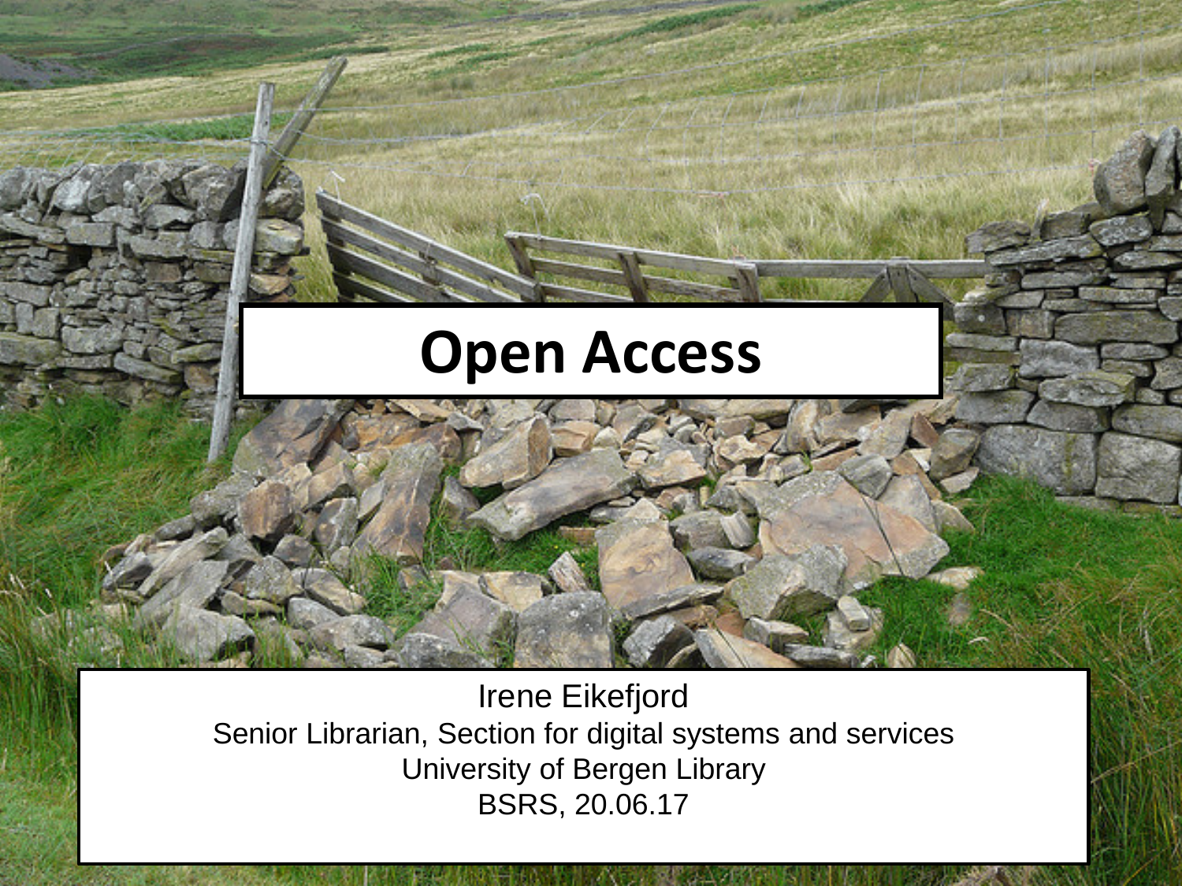# Open Access

Irene Eikefjord
Senior Librarian, Section for digital systems and services
University of Bergen Library
BSRS, 20.06.17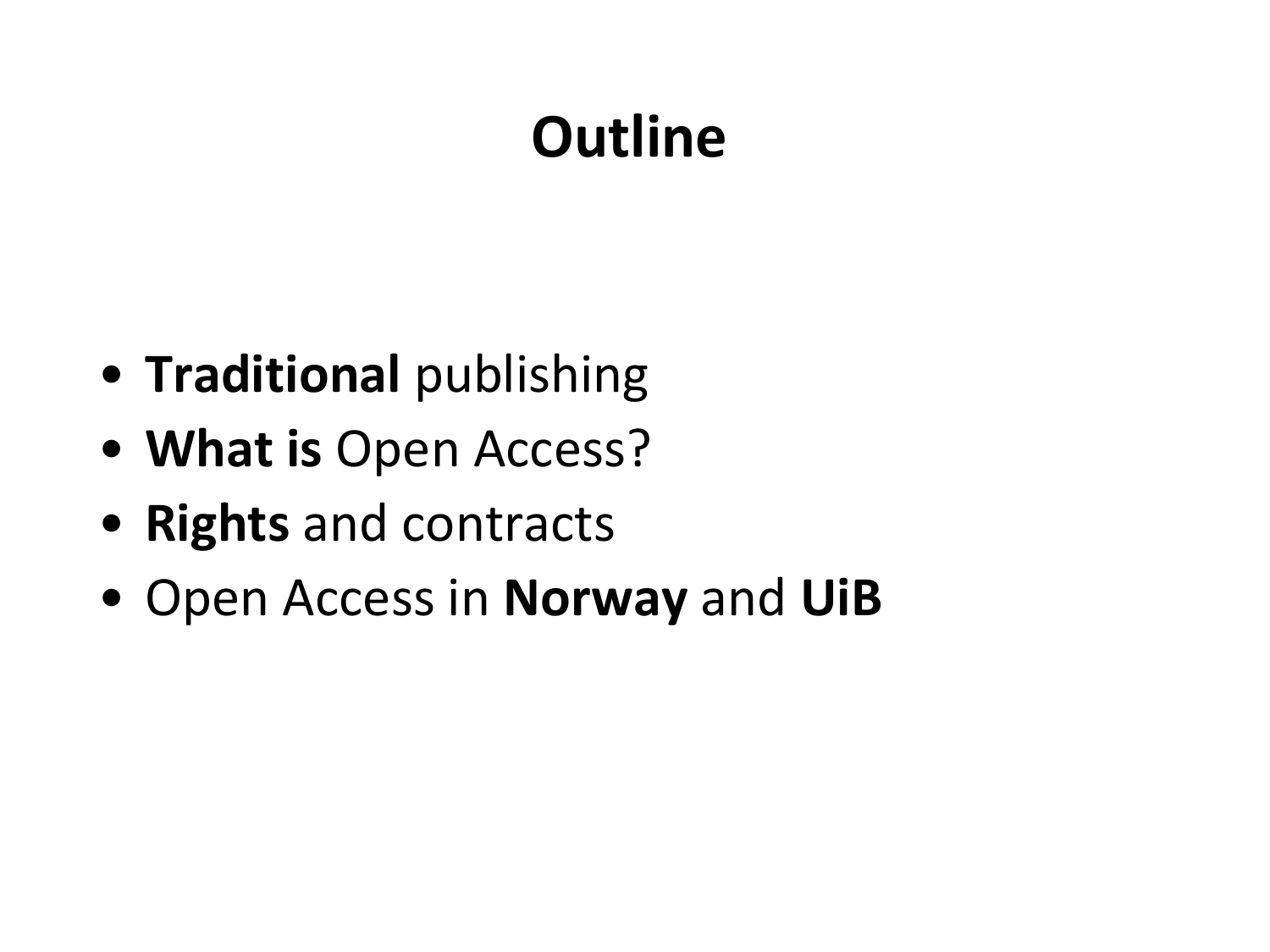# Outline

- **Traditional** publishing
- **What is** Open Access?
- **Rights** and contracts
- Open Access in **Norway** and **UiB**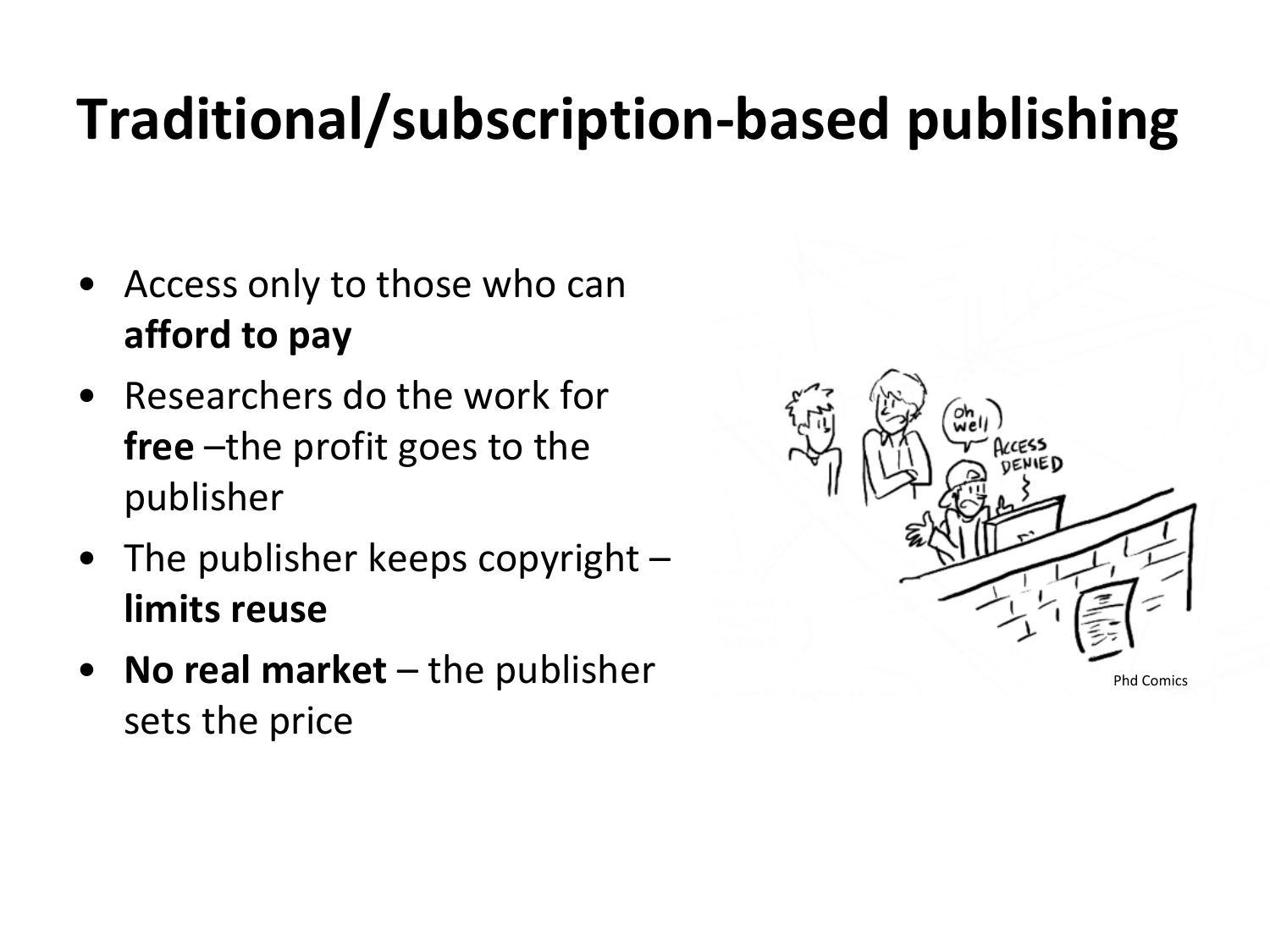# Traditional/subscription-based publishing

- Access only to those who can **afford to pay**
- Researchers do the work for **free** –the profit goes to the publisher
- The publisher keeps copyright – **limits reuse**
- **No real market** – the publisher sets the price

Phd Comics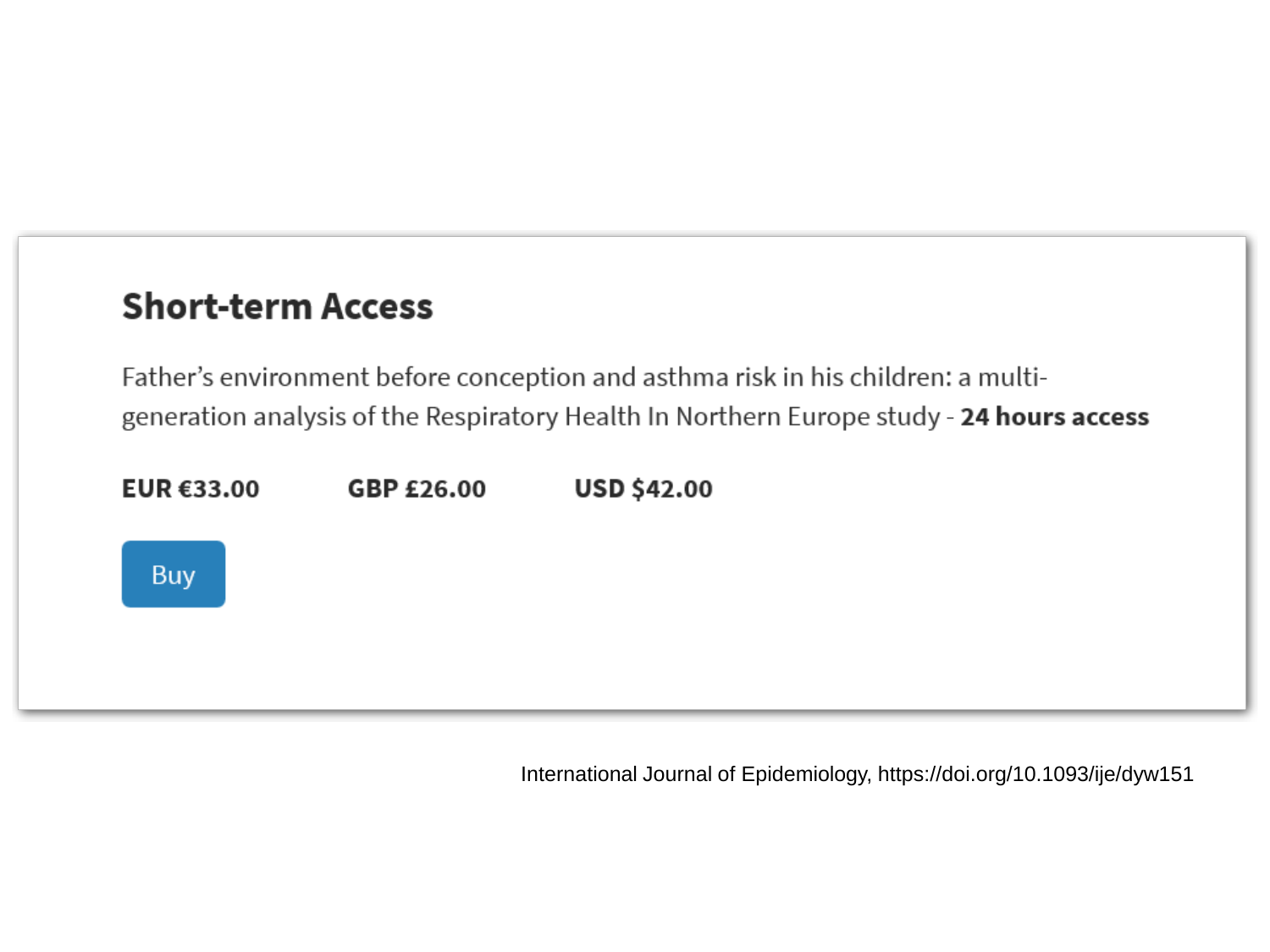## Short-term Access

Father's environment before conception and asthma risk in his children: a multi-generation analysis of the Respiratory Health In Northern Europe study - **24 hours access**

**EUR €33.00** **GBP £26.00** **USD $42.00**

Buy

International Journal of Epidemiology, https://doi.org/10.1093/ije/dyw151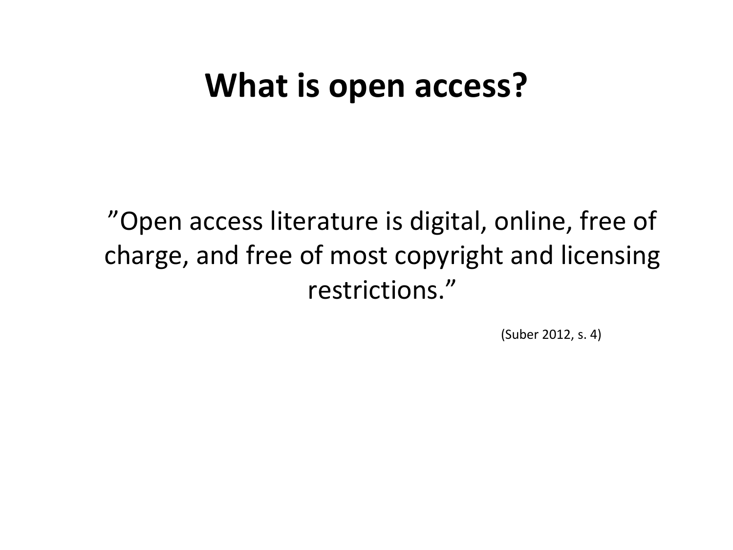# What is open access?

”Open access literature is digital, online, free of charge, and free of most copyright and licensing restrictions.”

(Suber 2012, s. 4)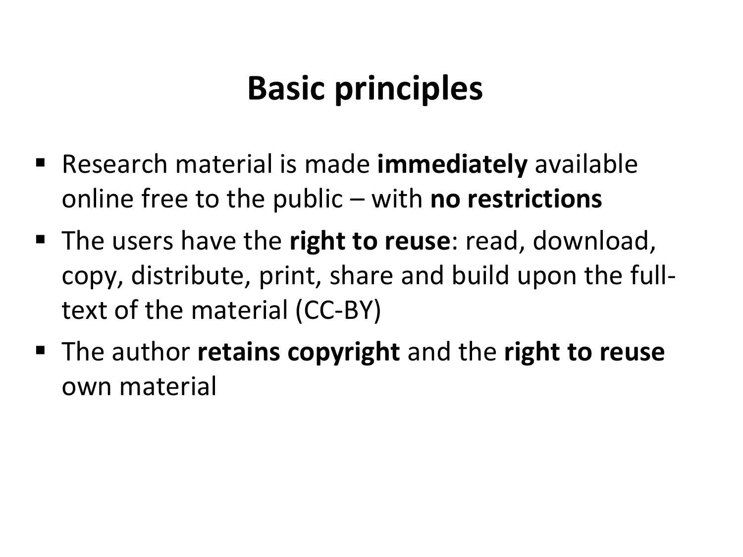# Basic principles

- Research material is made **immediately** available online free to the public – with **no restrictions**
- The users have the **right to reuse**: read, download, copy, distribute, print, share and build upon the full-text of the material (CC-BY)
- The author **retains copyright** and the **right to reuse** own material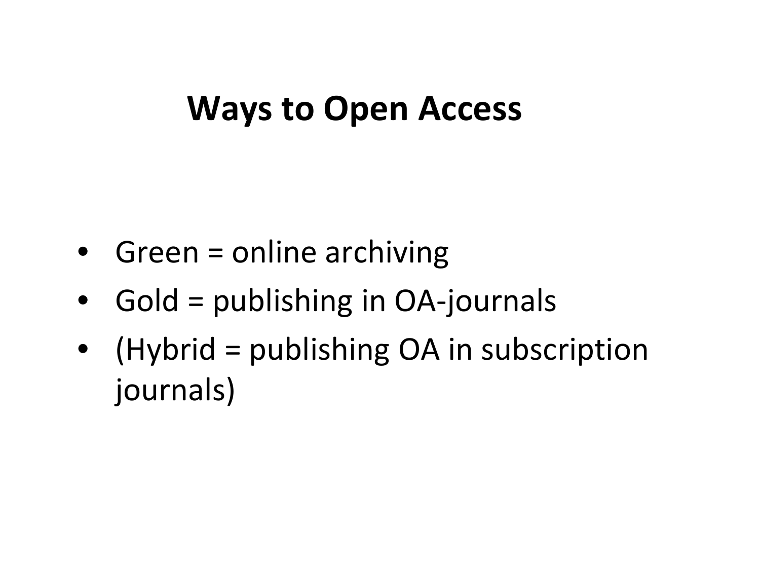# Ways to Open Access

- Green = online archiving
- Gold = publishing in OA-journals
- (Hybrid = publishing OA in subscription journals)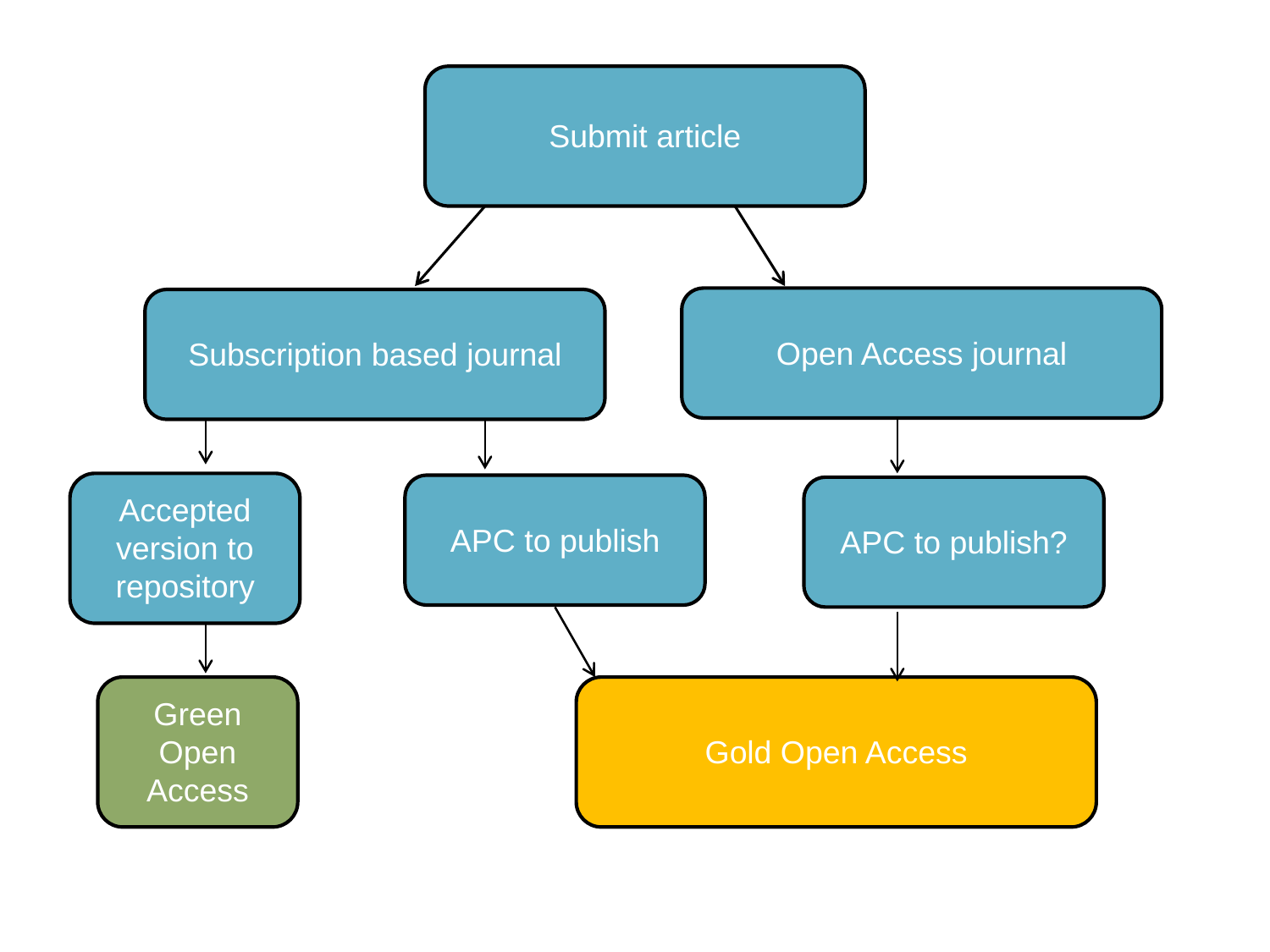Submit article

Subscription based journal

Open Access journal

Accepted version to repository

APC to publish

APC to publish?

Green Open Access

Gold Open Access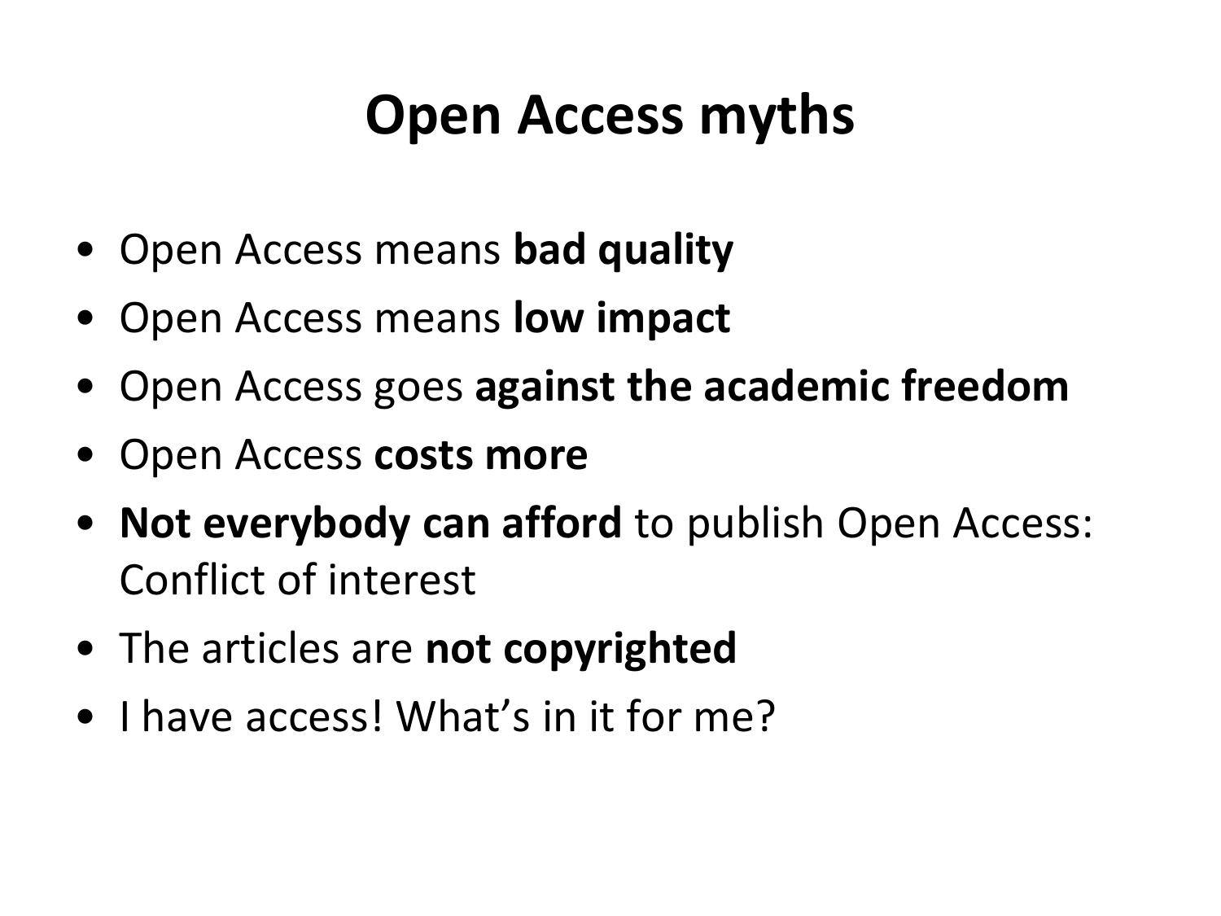# Open Access myths

- Open Access means **bad quality**
- Open Access means **low impact**
- Open Access goes **against the academic freedom**
- Open Access **costs more**
- **Not everybody can afford** to publish Open Access: Conflict of interest
- The articles are **not copyrighted**
- I have access! What's in it for me?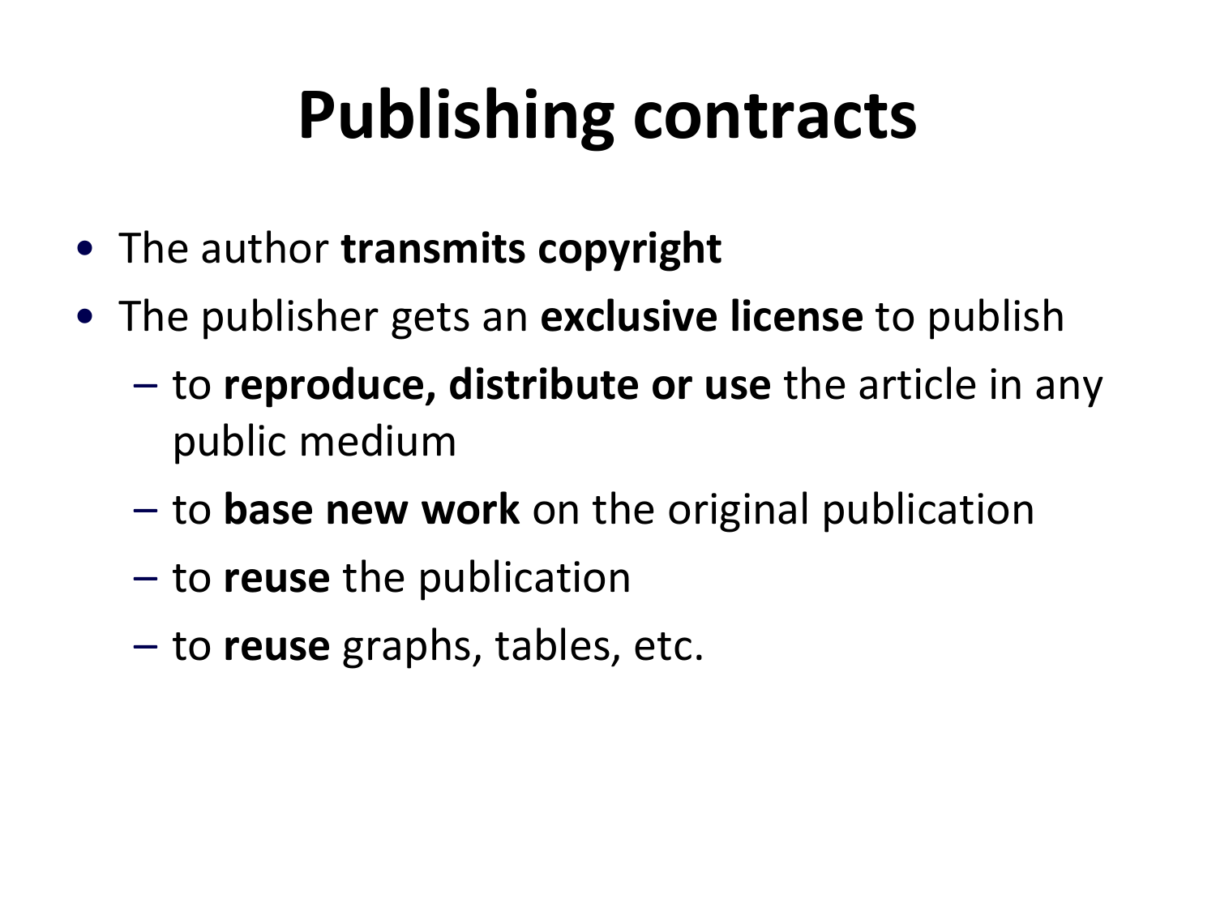# Publishing contracts

- The author **transmits copyright**
- The publisher gets an **exclusive license** to publish
  - to **reproduce, distribute or use** the article in any public medium
  - to **base new work** on the original publication
  - to **reuse** the publication
  - to **reuse** graphs, tables, etc.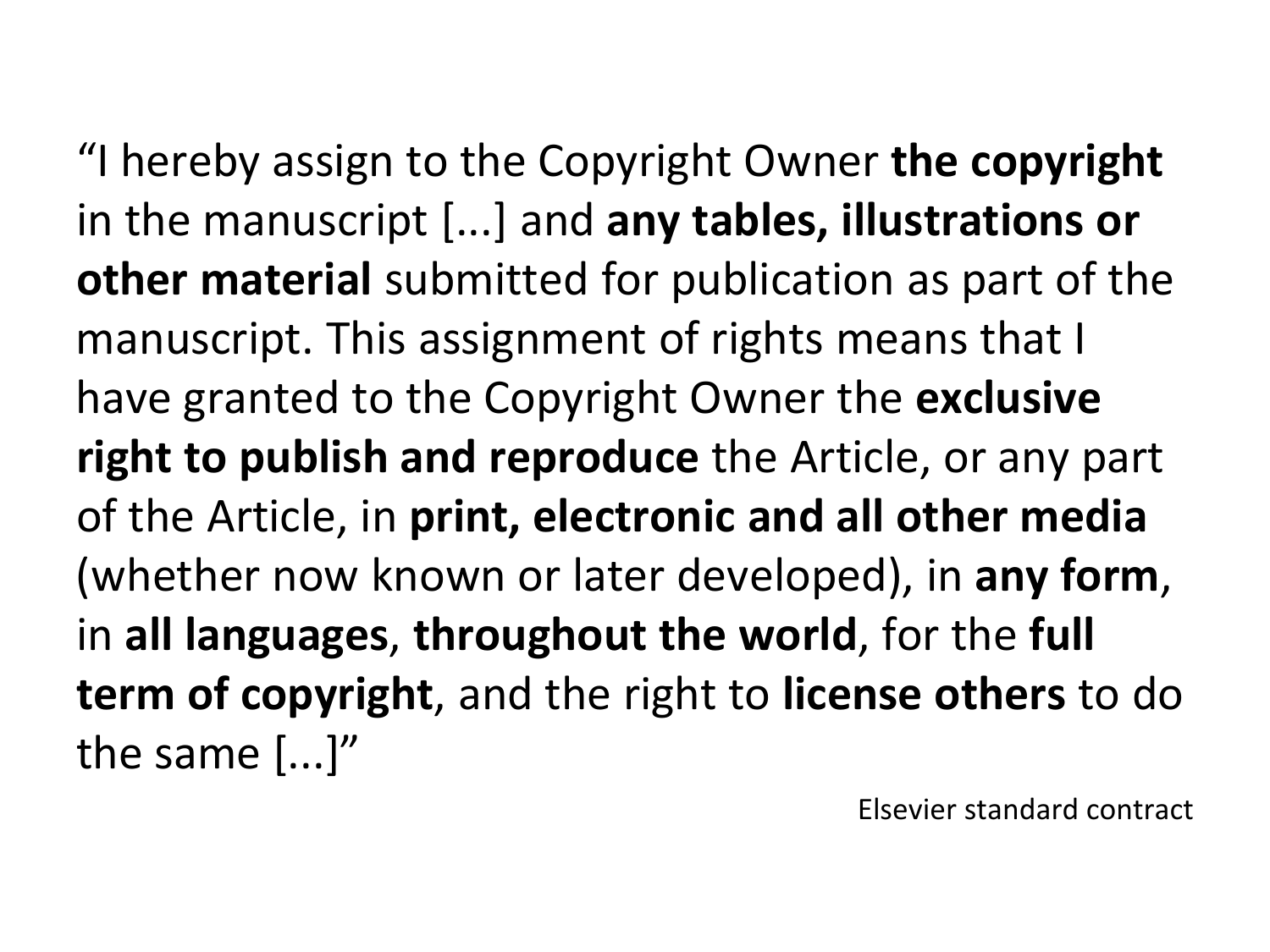"I hereby assign to the Copyright Owner **the copyright** in the manuscript [...] and **any tables, illustrations or other material** submitted for publication as part of the manuscript. This assignment of rights means that I have granted to the Copyright Owner the **exclusive right to publish and reproduce** the Article, or any part of the Article, in **print, electronic and all other media** (whether now known or later developed), in **any form**, in **all languages**, **throughout the world**, for the **full term of copyright**, and the right to **license others** to do the same [...]"

Elsevier standard contract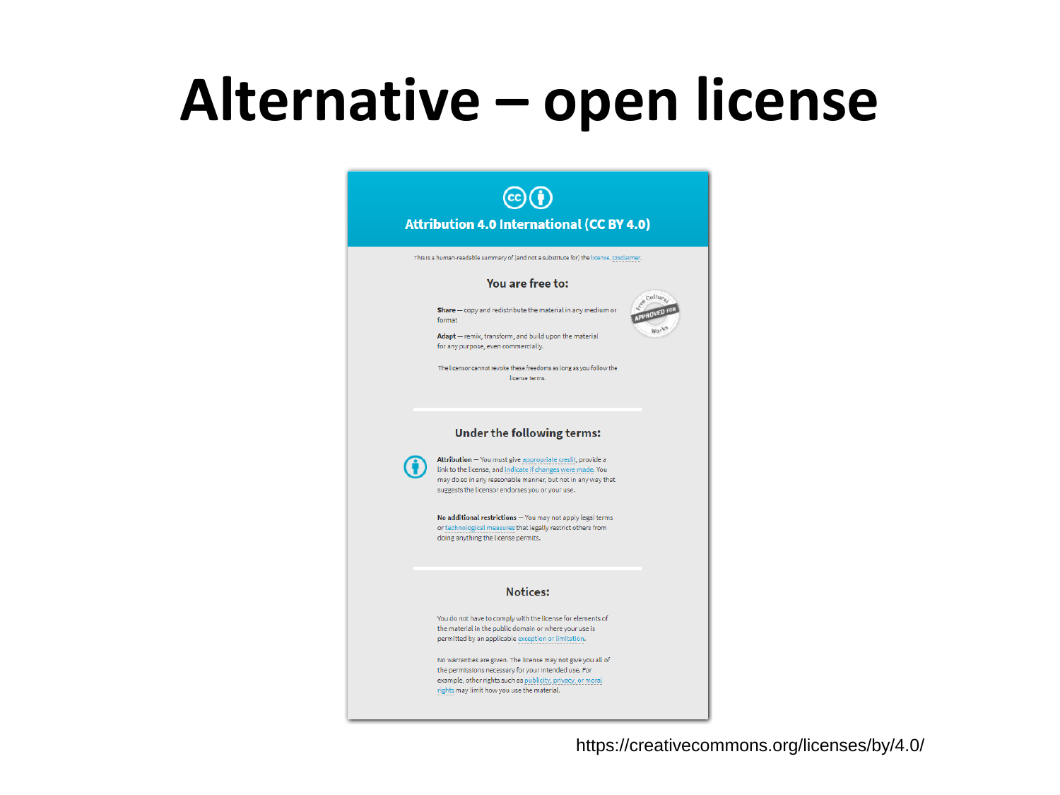# Alternative – open license

## Attribution 4.0 International (CC BY 4.0)

This is a human-readable summary of (and not a substitute for) the license. Disclaimer.

### You are free to:

**Share** — copy and redistribute the material in any medium or format

**Adapt** — remix, transform, and build upon the material for any purpose, even commercially.

The licensor cannot revoke these freedoms as long as you follow the license terms.

### Under the following terms:

**Attribution** — You must give appropriate credit, provide a link to the license, and indicate if changes were made. You may do so in any reasonable manner, but not in any way that suggests the licensor endorses you or your use.

**No additional restrictions** — You may not apply legal terms or technological measures that legally restrict others from doing anything the license permits.

### Notices:

You do not have to comply with the license for elements of the material in the public domain or where your use is permitted by an applicable exception or limitation.

No warranties are given. The license may not give you all of the permissions necessary for your intended use. For example, other rights such as publicity, privacy, or moral rights may limit how you use the material.

https://creativecommons.org/licenses/by/4.0/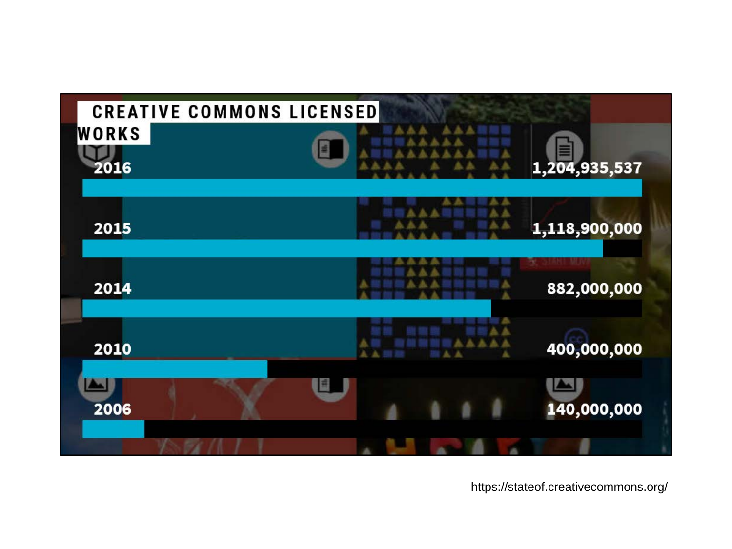# CREATIVE COMMONS LICENSED WORKS

| Year | Works |
| --- | --- |
| 2016 | 1,204,935,537 |
| 2015 | 1,118,900,000 |
| 2014 | 882,000,000 |
| 2010 | 400,000,000 |
| 2006 | 140,000,000 |

https://stateof.creativecommons.org/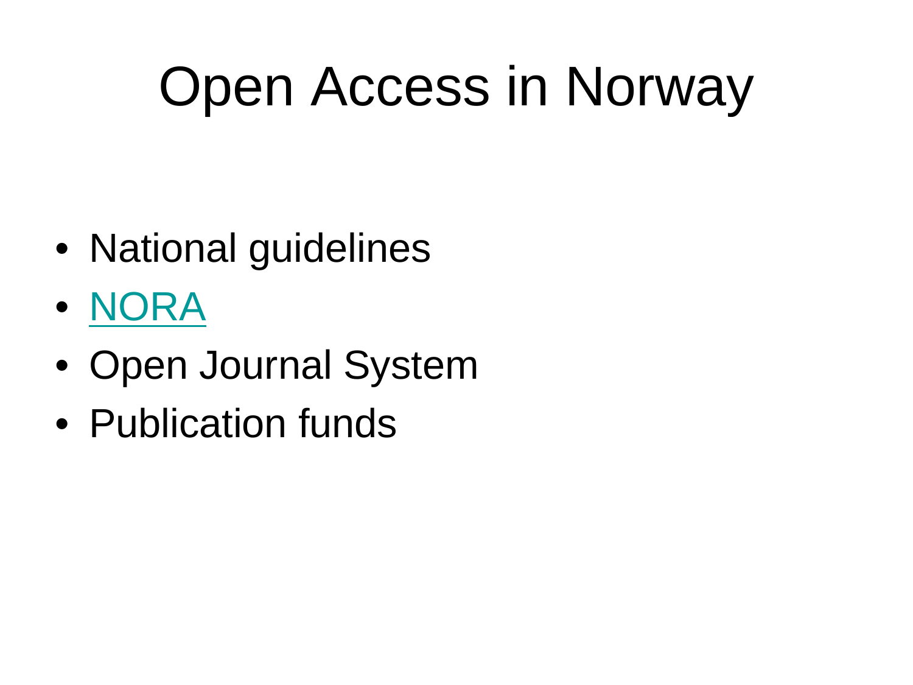# Open Access in Norway

- National guidelines
- NORA
- Open Journal System
- Publication funds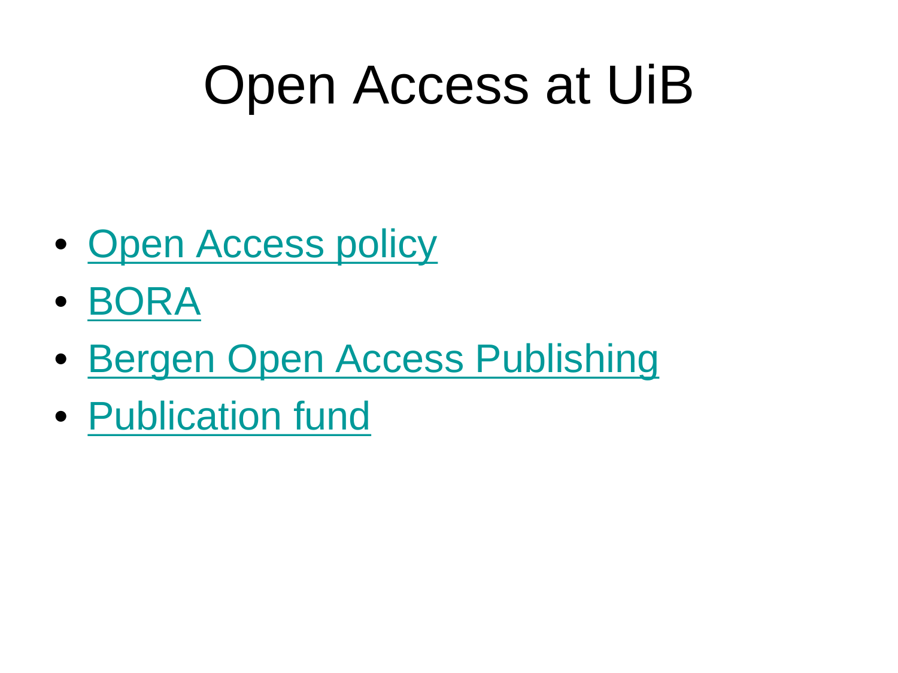# Open Access at UiB

- Open Access policy
- BORA
- Bergen Open Access Publishing
- Publication fund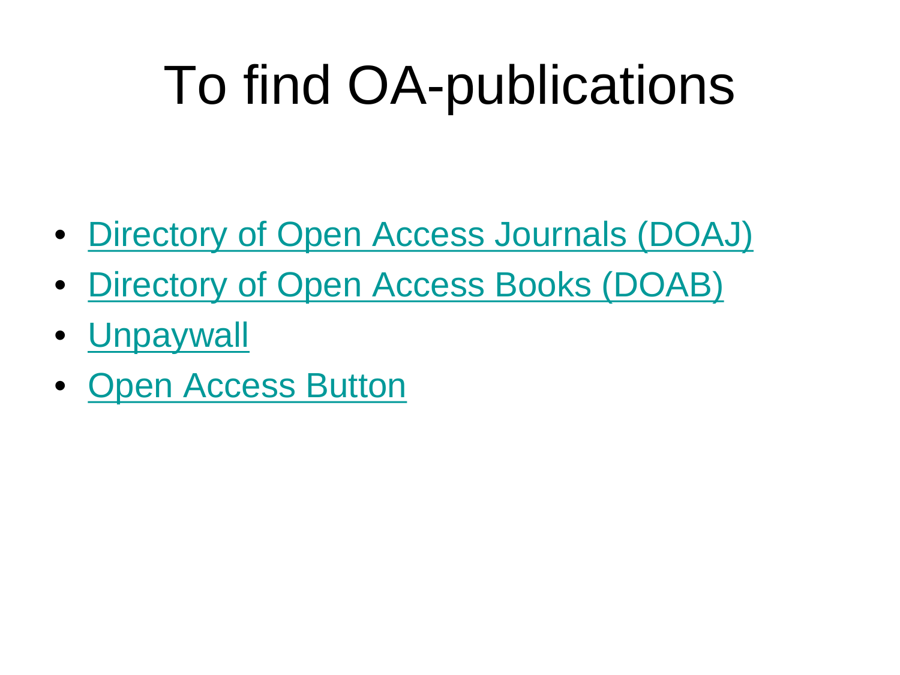# To find OA-publications

- Directory of Open Access Journals (DOAJ)
- Directory of Open Access Books (DOAB)
- Unpaywall
- Open Access Button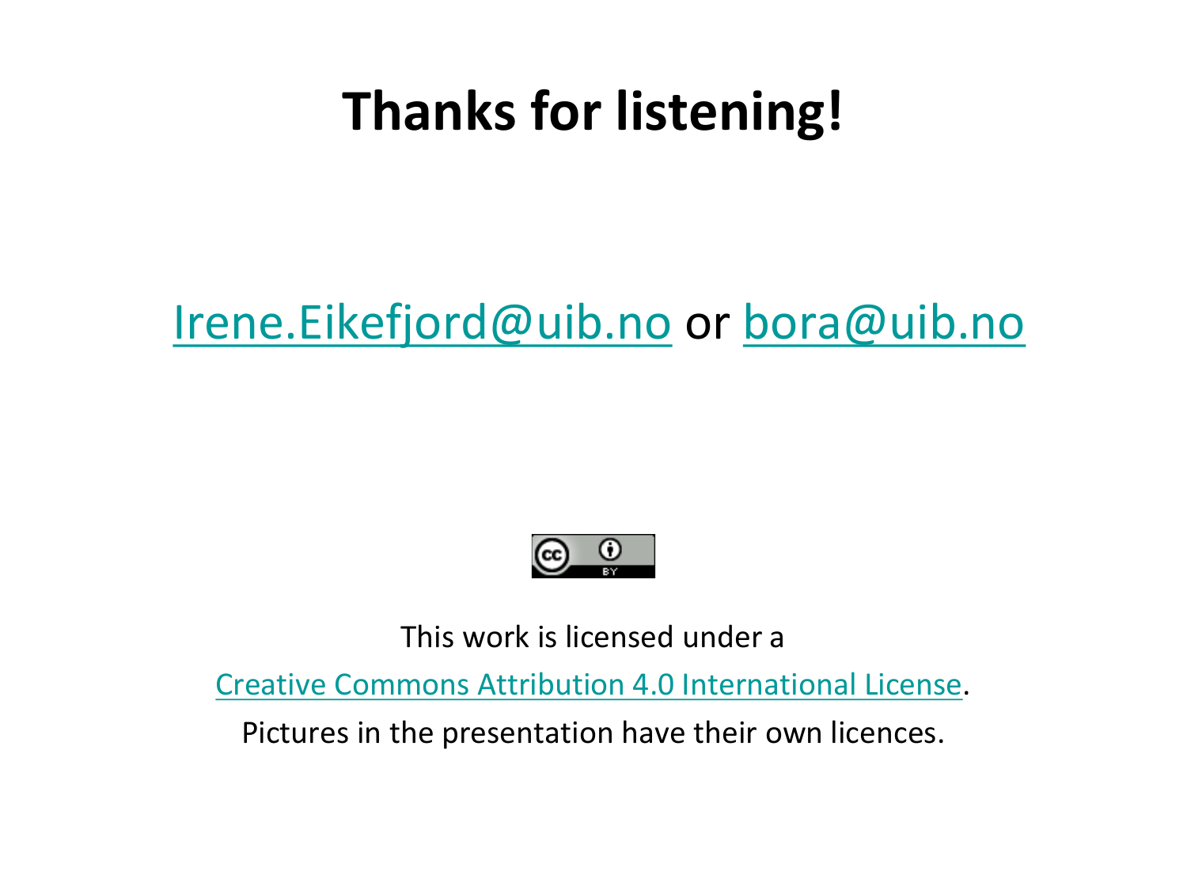# Thanks for listening!

Irene.Eikefjord@uib.no or bora@uib.no

This work is licensed under a

Creative Commons Attribution 4.0 International License.

Pictures in the presentation have their own licences.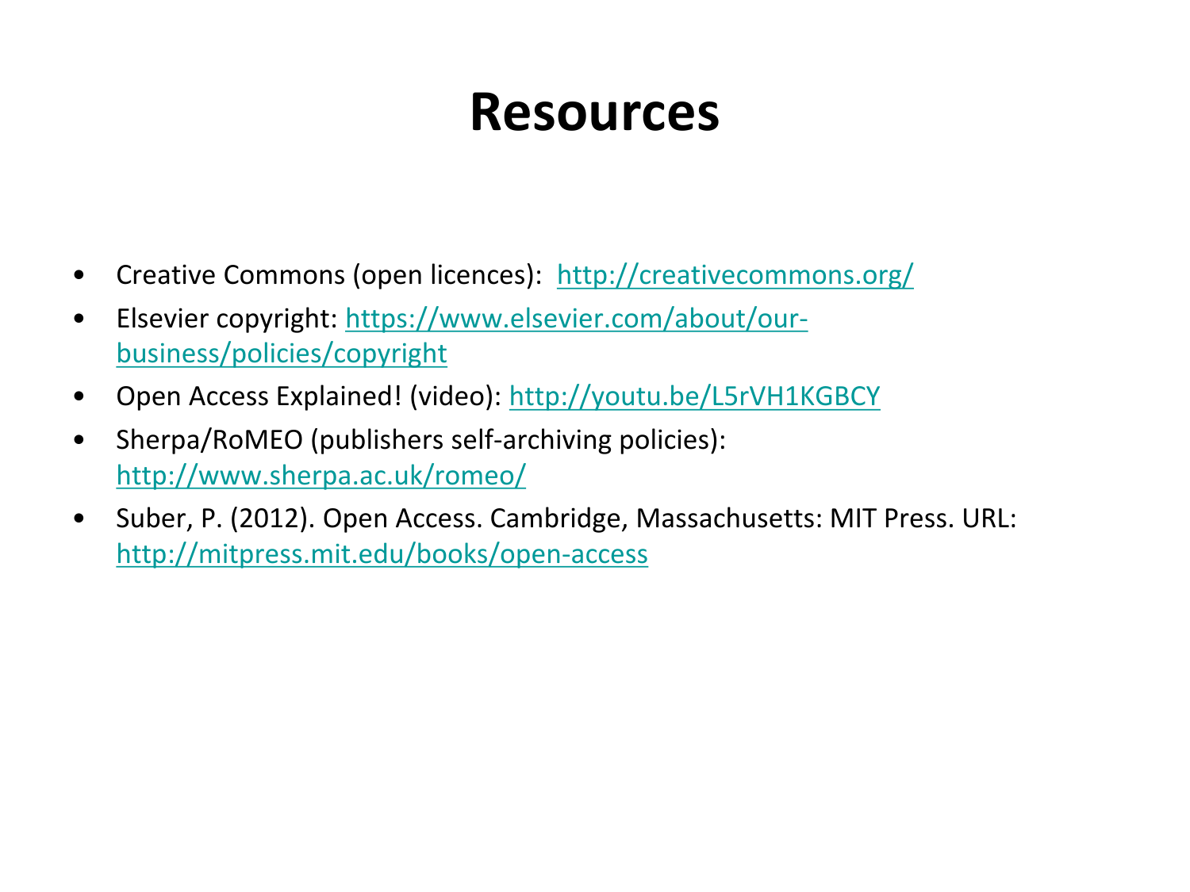# Resources

- Creative Commons (open licences): http://creativecommons.org/
- Elsevier copyright: https://www.elsevier.com/about/our-business/policies/copyright
- Open Access Explained! (video): http://youtu.be/L5rVH1KGBCY
- Sherpa/RoMEO (publishers self-archiving policies): http://www.sherpa.ac.uk/romeo/
- Suber, P. (2012). Open Access. Cambridge, Massachusetts: MIT Press. URL: http://mitpress.mit.edu/books/open-access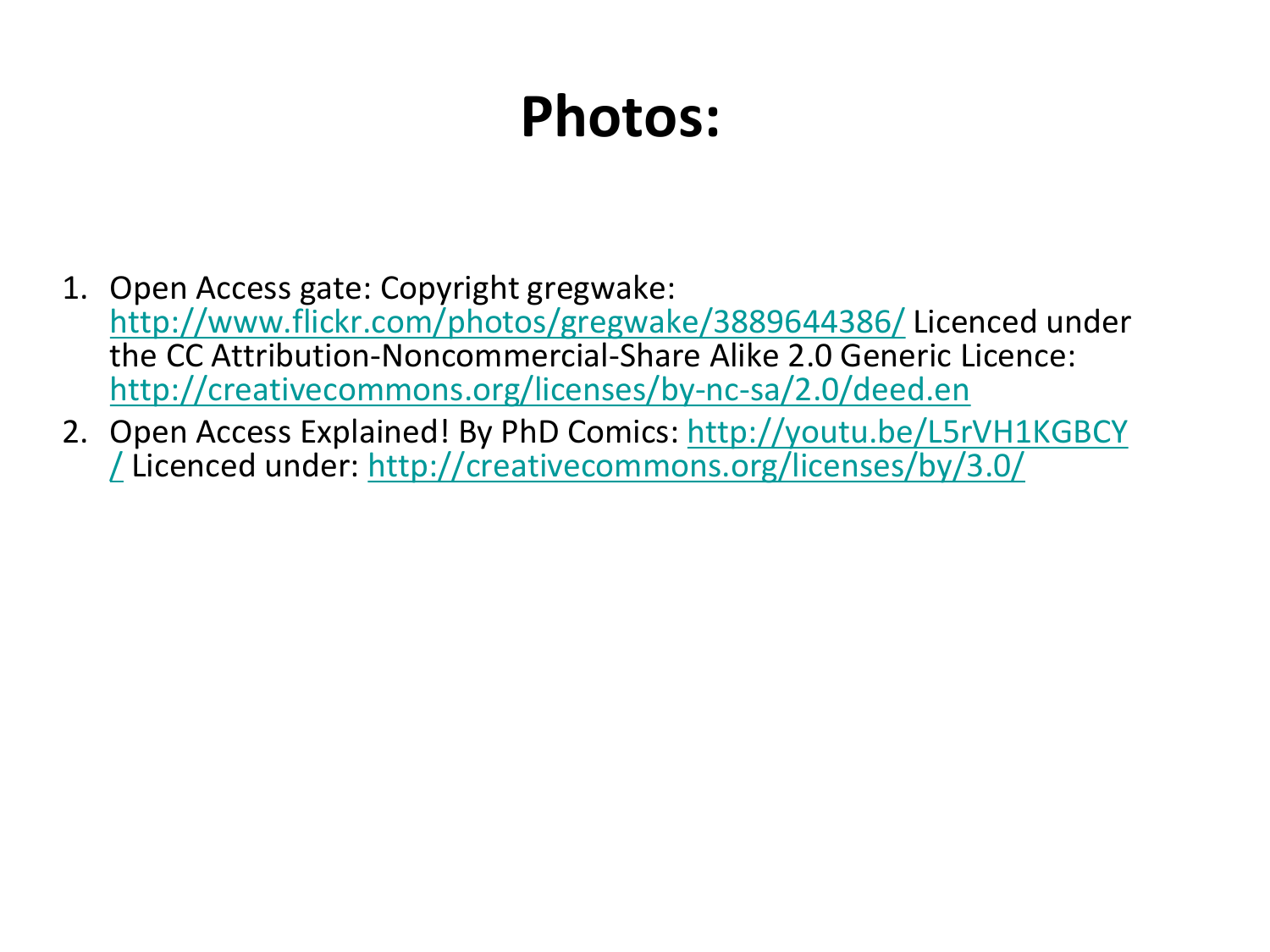# Photos:

1. Open Access gate: Copyright gregwake: http://www.flickr.com/photos/gregwake/3889644386/ Licenced under the CC Attribution-Noncommercial-Share Alike 2.0 Generic Licence: http://creativecommons.org/licenses/by-nc-sa/2.0/deed.en
2. Open Access Explained! By PhD Comics: http://youtu.be/L5rVH1KGBCY/ Licenced under: http://creativecommons.org/licenses/by/3.0/